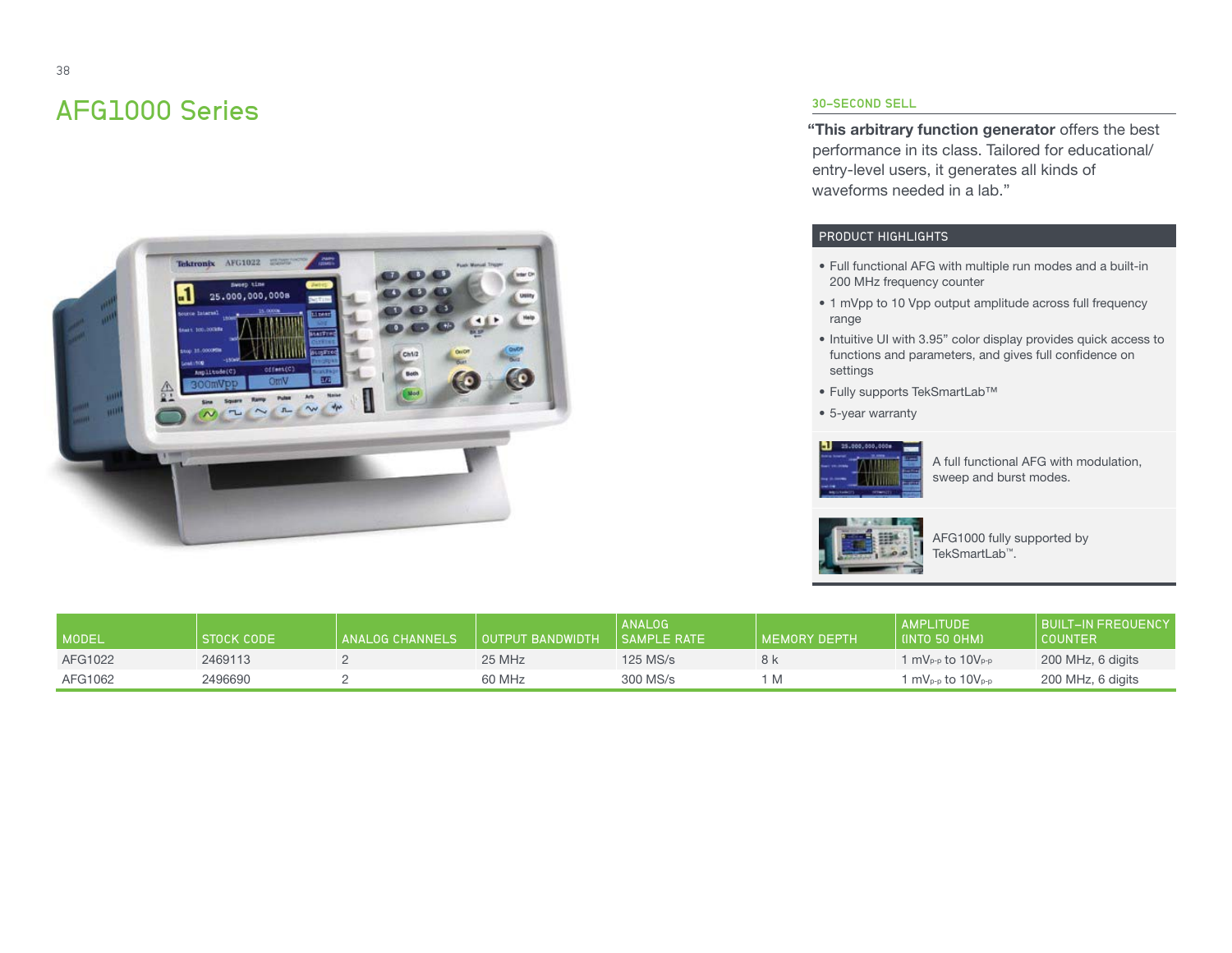# AFG1000 Series

## 30-SECOND SELL

"**This arbitrary function generator** offers the best performance in its class. Tailored for educational/entry-level users, it generates all kinds of waveforms needed in a lab."

### PRODUCT HIGHLIGHTS

- Full functional AFG with multiple run modes and a built-in 200 MHz frequency counter
- 1 mVpp to 10 Vpp output amplitude across full frequency range
- Intuitive UI with 3.95" color display provides quick access to functions and parameters, and gives full confidence on settings
- Fully supports TekSmartLab™
- 5-year warranty

A full functional AFG with modulation, sweep and burst modes.

AFG1000 fully supported by TekSmartLab™.

| MODEL | STOCK CODE | ANALOG CHANNELS | OUTPUT BANDWIDTH | ANALOG SAMPLE RATE | MEMORY DEPTH | AMPLITUDE (INTO 50 OHM) | BUILT-IN FREQUENCY COUNTER |
|---|---|---|---|---|---|---|---|
| AFG1022 | 2469113 | 2 | 25 MHz | 125 MS/s | 8 k | 1 $mV_{p-p}$ to $10V_{p-p}$ | 200 MHz, 6 digits |
| AFG1062 | 2496690 | 2 | 60 MHz | 300 MS/s | 1 M | 1 $mV_{p-p}$ to $10V_{p-p}$ | 200 MHz, 6 digits |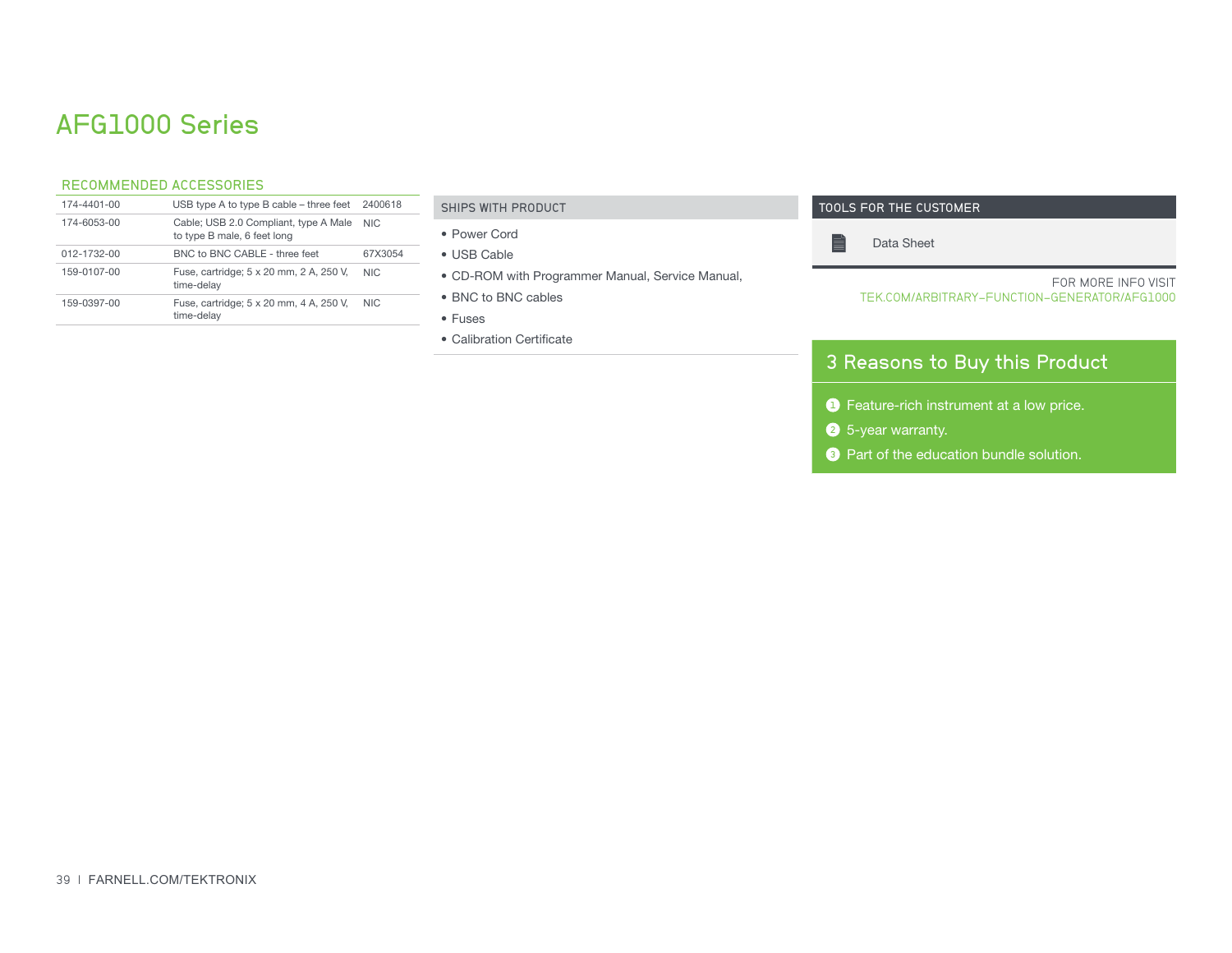# AFG1000 Series

## RECOMMENDED ACCESSORIES

| | | |
|---|---|---|
| 174-4401-00 | USB type A to type B cable – three feet | 2400618 |
| 174-6053-00 | Cable; USB 2.0 Compliant, type A Male to type B male, 6 feet long | NIC |
| 012-1732-00 | BNC to BNC CABLE - three feet | 67X3054 |
| 159-0107-00 | Fuse, cartridge; 5 x 20 mm, 2 A, 250 V, time-delay | NIC |
| 159-0397-00 | Fuse, cartridge; 5 x 20 mm, 4 A, 250 V, time-delay | NIC |

## SHIPS WITH PRODUCT

- Power Cord
- USB Cable
- CD-ROM with Programmer Manual, Service Manual,
- BNC to BNC cables
- Fuses
- Calibration Certificate

## TOOLS FOR THE CUSTOMER

Data Sheet

FOR MORE INFO VISIT
TEK.COM/ARBITRARY-FUNCTION-GENERATOR/AFG1000

## 3 Reasons to Buy this Product

1. Feature-rich instrument at a low price.
2. 5-year warranty.
3. Part of the education bundle solution.